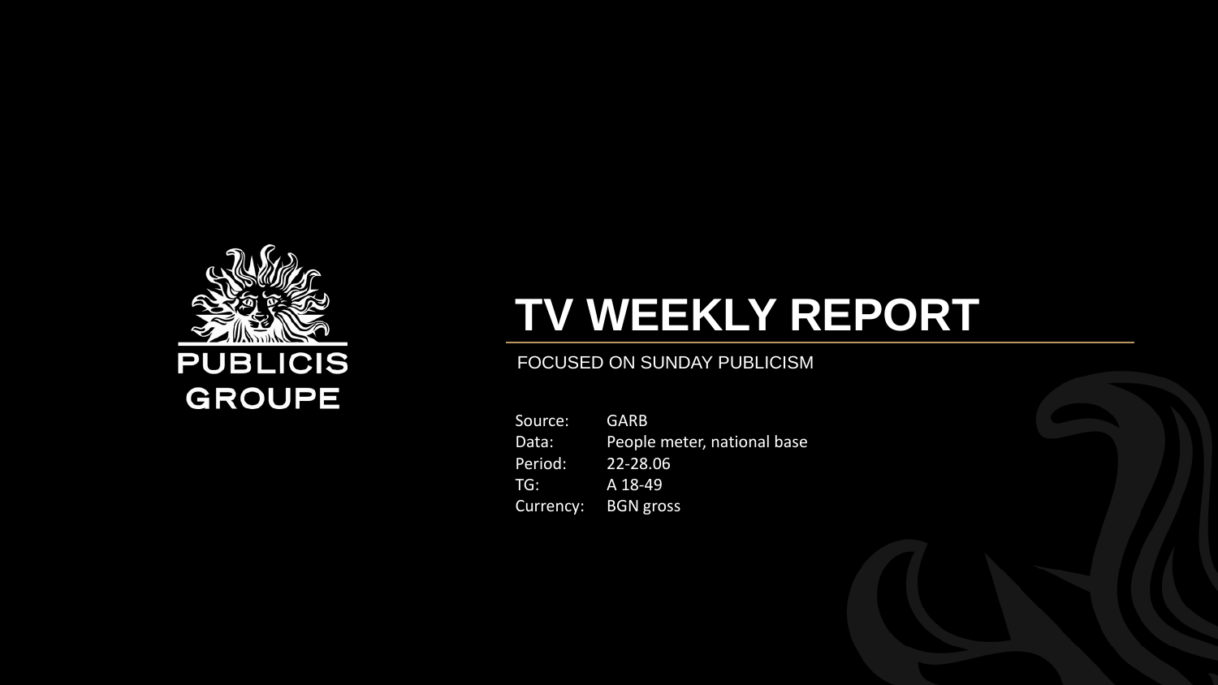PUBLICIS GROUPE

# TV WEEKLY REPORT

FOCUSED ON SUNDAY PUBLICISM

| | |
|---|---|
| Source: | GARB |
| Data: | People meter, national base |
| Period: | 22-28.06 |
| TG: | A 18-49 |
| Currency: | BGN gross |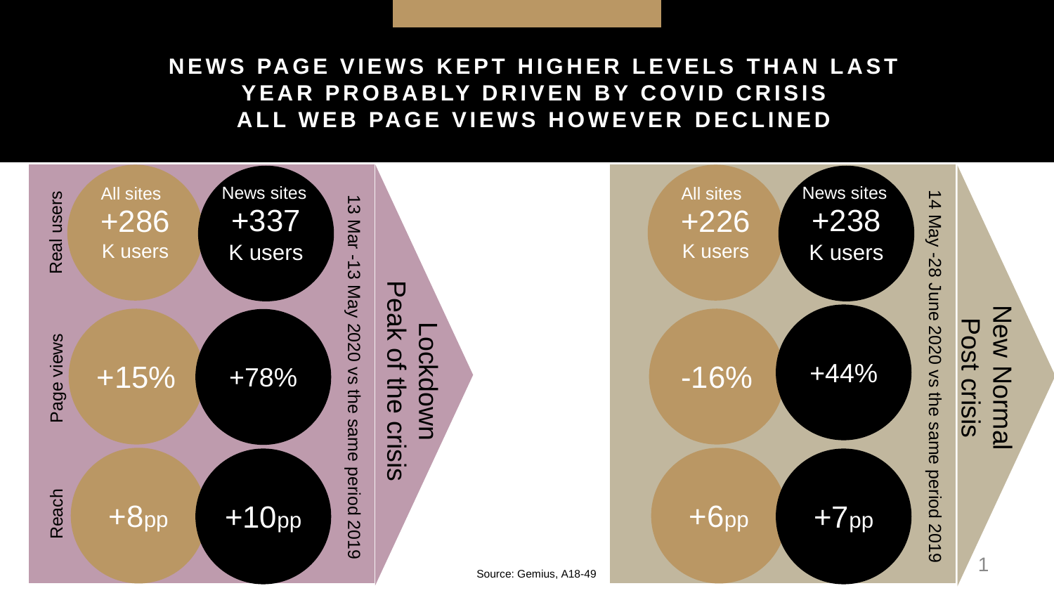# NEWS PAGE VIEWS KEPT HIGHER LEVELS THAN LAST YEAR PROBABLY DRIVEN BY COVID CRISIS ALL WEB PAGE VIEWS HOWEVER DECLINED

## Lockdown – Peak of the crisis

13 Mar -13 May 2020 vs the same period 2019

| | All sites | News sites |
|---|---|---|
| Real users | +286 K users | +337 K users |
| Page views | +15% | +78% |
| Reach | +8pp | +10pp |

## New Normal – Post crisis

14 May -28 June 2020 vs the same period 2019

| | All sites | News sites |
|---|---|---|
| Real users | +226 K users | +238 K users |
| Page views | -16% | +44% |
| Reach | +6pp | +7pp |

Source: Gemius, A18-49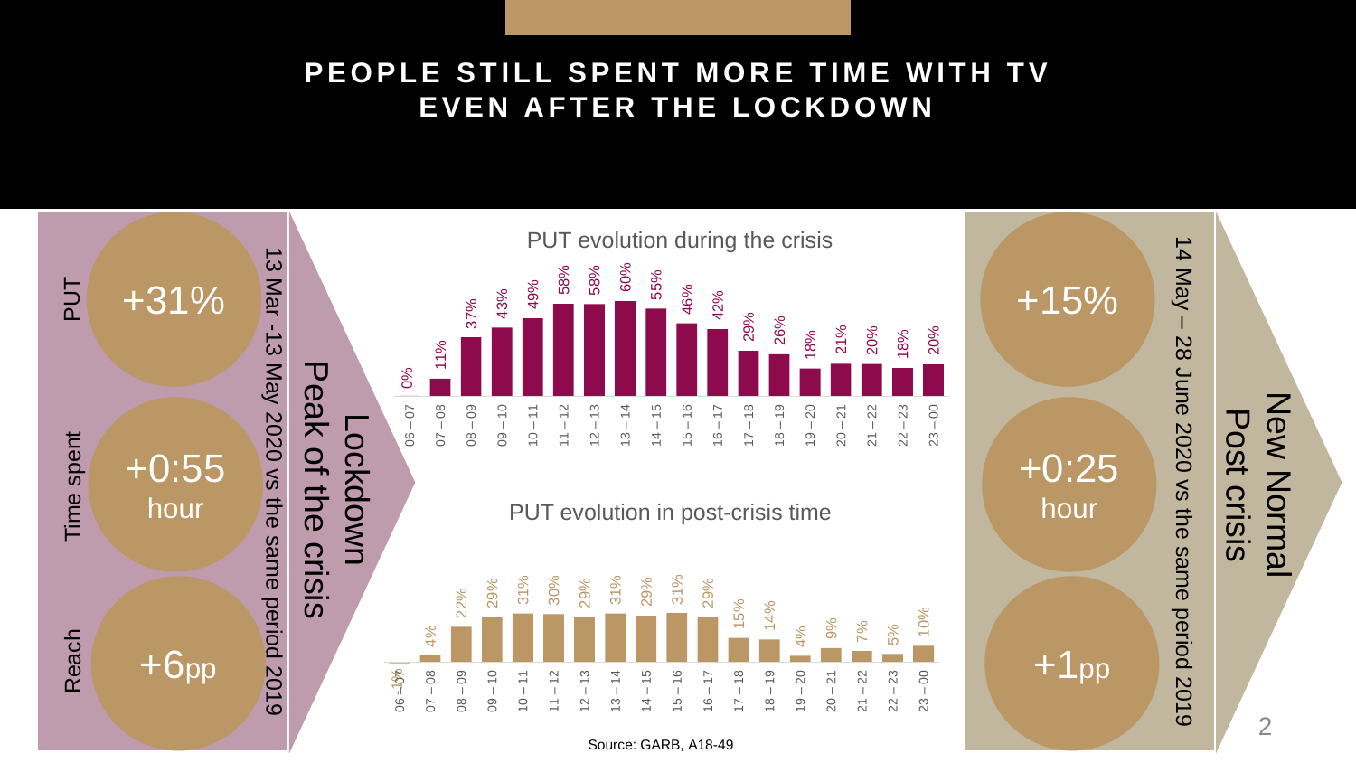# PEOPLE STILL SPENT MORE TIME WITH TV EVEN AFTER THE LOCKDOWN

**Lockdown — Peak of the crisis**

13 Mar - 13 May 2020 vs the same period 2019

- PUT: +31%
- Time spent: +0:55 hour
- Reach: +6pp

**PUT evolution during the crisis**

| Hour | PUT |
|---|---|
| 06 – 07 | 0% |
| 07 – 08 | 11% |
| 08 – 09 | 37% |
| 09 – 10 | 43% |
| 10 – 11 | 49% |
| 11 – 12 | 58% |
| 12 – 13 | 58% |
| 13 – 14 | 60% |
| 14 – 15 | 55% |
| 15 – 16 | 46% |
| 16 – 17 | 42% |
| 17 – 18 | 29% |
| 18 – 19 | 26% |
| 19 – 20 | 18% |
| 20 – 21 | 21% |
| 21 – 22 | 20% |
| 22 – 23 | 18% |
| 23 – 00 | 20% |

**PUT evolution in post-crisis time**

| Hour | PUT |
|---|---|
| 06 – 07 | -1% |
| 07 – 08 | 4% |
| 08 – 09 | 22% |
| 09 – 10 | 29% |
| 10 – 11 | 31% |
| 11 – 12 | 30% |
| 12 – 13 | 29% |
| 13 – 14 | 31% |
| 14 – 15 | 29% |
| 15 – 16 | 31% |
| 16 – 17 | 29% |
| 17 – 18 | 15% |
| 18 – 19 | 14% |
| 19 – 20 | 4% |
| 20 – 21 | 9% |
| 21 – 22 | 7% |
| 22 – 23 | 5% |
| 23 – 00 | 10% |

**New Normal — Post crisis**

14 May – 28 June 2020 vs the same period 2019

- PUT: +15%
- Time spent: +0:25 hour
- Reach: +1pp

Source: GARB, A18-49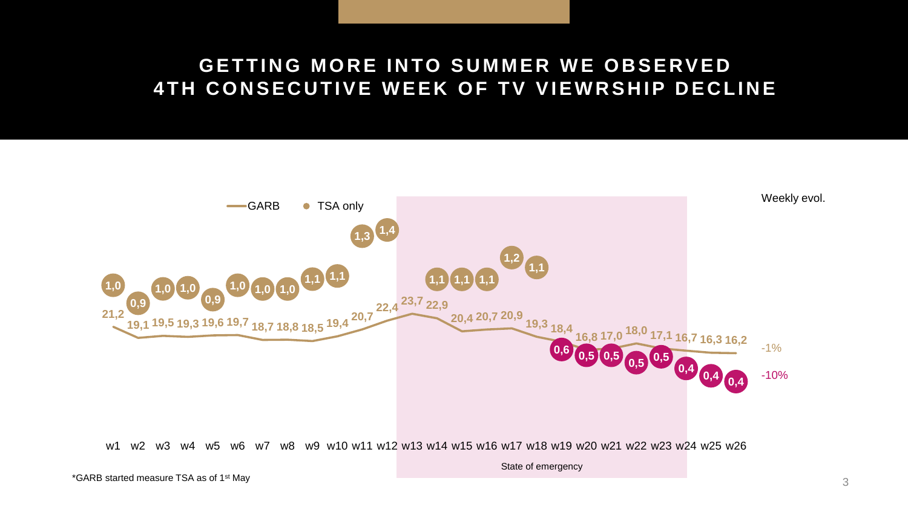# GETTING MORE INTO SUMMER WE OBSERVED 4TH CONSECUTIVE WEEK OF TV VIEWRSHIP DECLINE

GARB | TSA only

| Week | w1 | w2 | w3 | w4 | w5 | w6 | w7 | w8 | w9 | w10 | w11 | w12 | w13 | w14 | w15 | w16 | w17 | w18 | w19 | w20 | w21 | w22 | w23 | w24 | w25 | w26 |
|---|---|---|---|---|---|---|---|---|---|---|---|---|---|---|---|---|---|---|---|---|---|---|---|---|---|---|
| GARB | 21,2 | 19,1 | 19,5 | 19,3 | 19,6 | 19,7 | 18,7 | 18,8 | 18,5 | 19,4 | 20,7 | 22,4 | 23,7 | 22,9 | 20,4 | 20,7 | 20,9 | 19,3 | 18,4 | 16,8 | 17,0 | 18,0 | 17,1 | 16,7 | 16,3 | 16,2 |
| GARB bubble | 1,0 | 0,9 | 1,0 | 1,0 | 0,9 | 1,0 | 1,0 | 1,0 | 1,1 | 1,1 | 1,3 | 1,4 | | 1,1 | 1,1 | 1,1 | 1,2 | 1,1 | | | | | | | | |
| TSA only | | | | | | | | | | | | | | | | | | | 0,6 | 0,5 | 0,5 | 0,5 | 0,5 | 0,4 | 0,4 | 0,4 |

Weekly evol.: GARB -1%; TSA only -10%

State of emergency: w13–w24

*GARB started measure TSA as of 1st May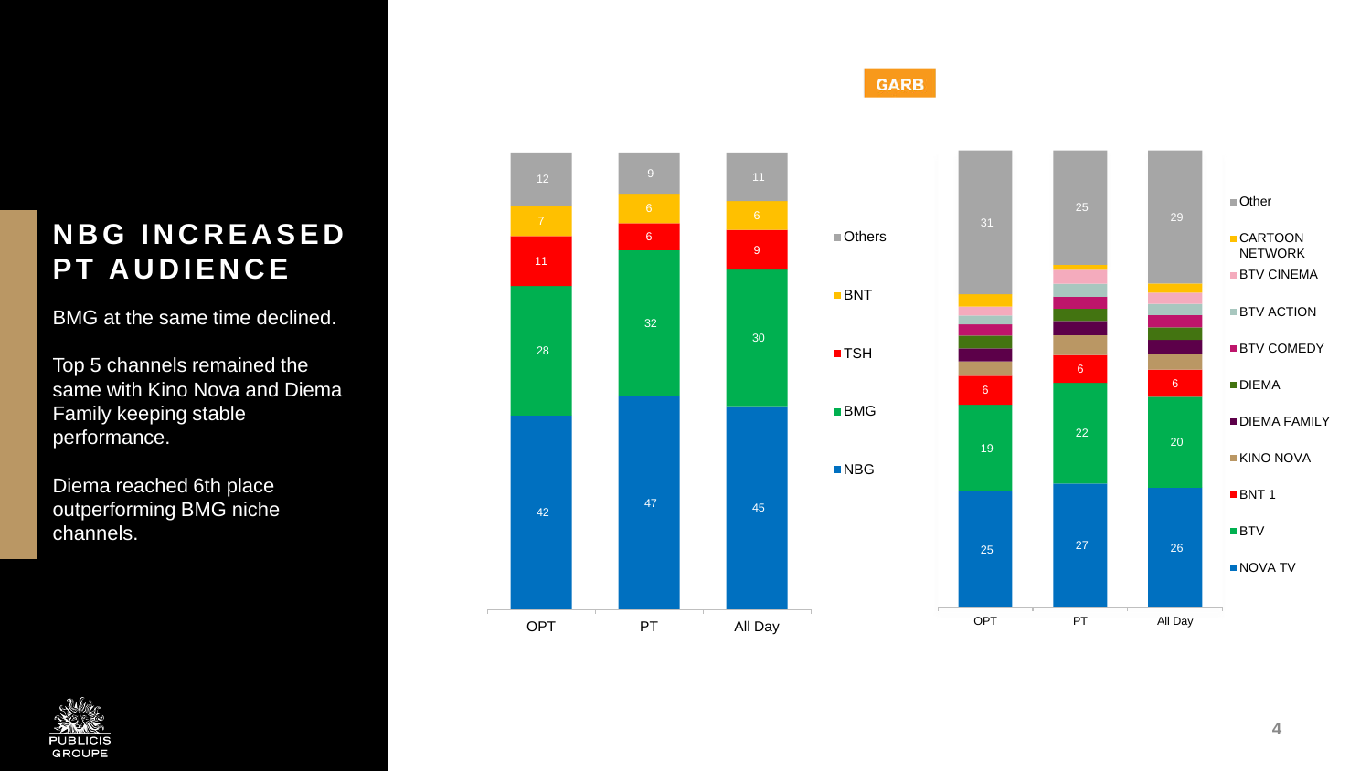# NBG INCREASED PT AUDIENCE

BMG at the same time declined.

Top 5 channels remained the same with Kino Nova and Diema Family keeping stable performance.

Diema reached 6th place outperforming BMG niche channels.

GARB

| | OPT | PT | All Day |
|---|---|---|---|
| Others | 12 | 9 | 11 |
| BNT | 7 | 6 | 6 |
| TSH | 11 | 6 | 9 |
| BMG | 28 | 32 | 30 |
| NBG | 42 | 47 | 45 |

| | OPT | PT | All Day |
|---|---|---|---|
| Other | 31 | 25 | 29 |
| BNT 1 | 6 | 6 | 6 |
| BTV | 19 | 22 | 20 |
| NOVA TV | 25 | 27 | 26 |

Legend (second chart): Other, CARTOON NETWORK, BTV CINEMA, BTV ACTION, BTV COMEDY, DIEMA, DIEMA FAMILY, KINO NOVA, BNT 1, BTV, NOVA TV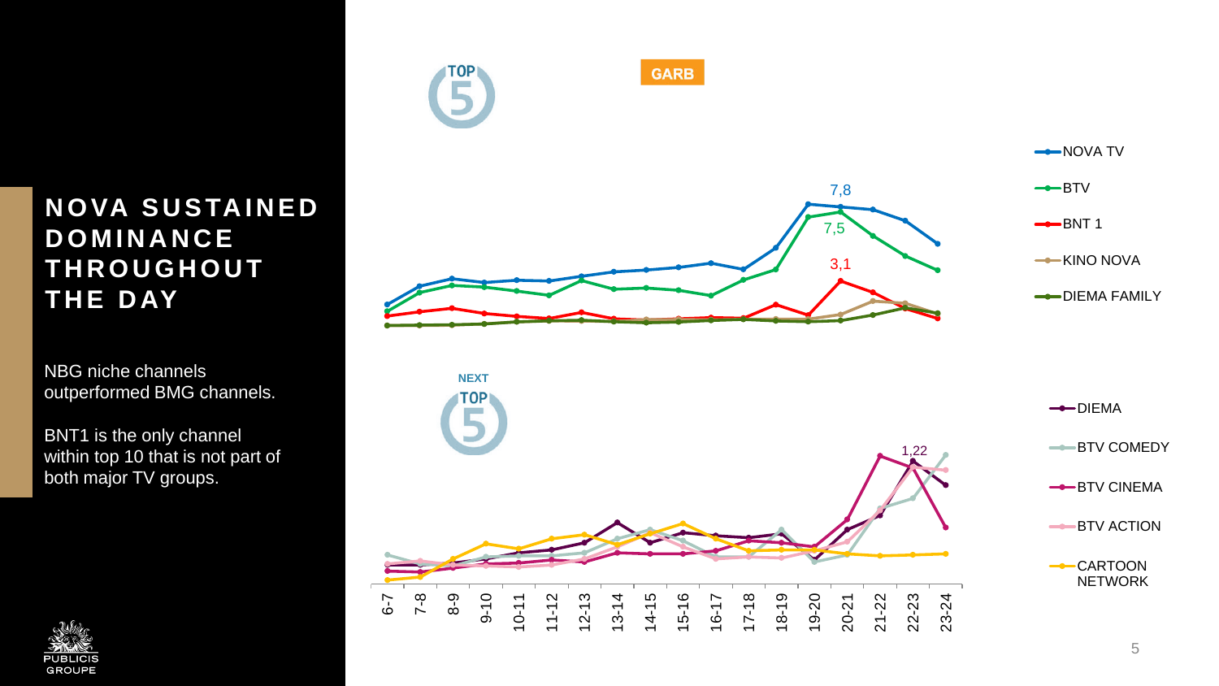# NOVA SUSTAINED DOMINANCE THROUGHOUT THE DAY

NBG niche channels outperformed BMG channels.

BNT1 is the only channel within top 10 that is not part of both major TV groups.

TOP 5

GARB

- NOVA TV
- BTV
- BNT 1
- KINO NOVA
- DIEMA FAMILY

7,8

7,5

3,1

NEXT TOP 5

- DIEMA
- BTV COMEDY
- BTV CINEMA
- BTV ACTION
- CARTOON NETWORK

1,22

6-7, 7-8, 8-9, 9-10, 10-11, 11-12, 12-13, 13-14, 14-15, 15-16, 16-17, 17-18, 18-19, 19-20, 20-21, 21-22, 22-23, 23-24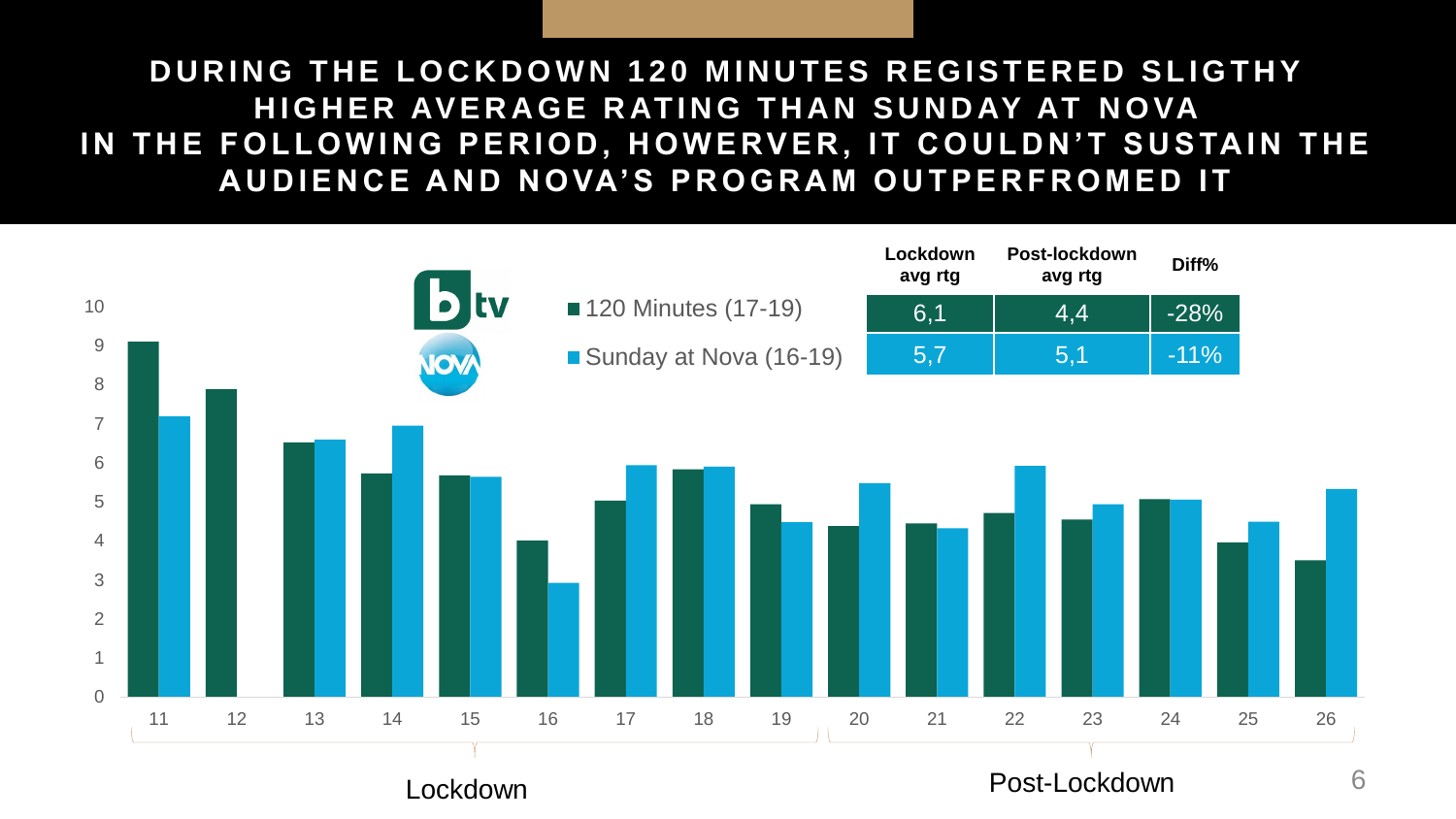# DURING THE LOCKDOWN 120 MINUTES REGISTERED SLIGTHY HIGHER AVERAGE RATING THAN SUNDAY AT NOVA IN THE FOLLOWING PERIOD, HOWERVER, IT COULDN'T SUSTAIN THE AUDIENCE AND NOVA'S PROGRAM OUTPERFROMED IT

| | Lockdown avg rtg | Post-lockdown avg rtg | Diff% |
|---|---|---|---|
| 120 Minutes (17-19) | 6,1 | 4,4 | -28% |
| Sunday at Nova (16-19) | 5,7 | 5,1 | -11% |

Lockdown: 11–19

Post-Lockdown: 20–26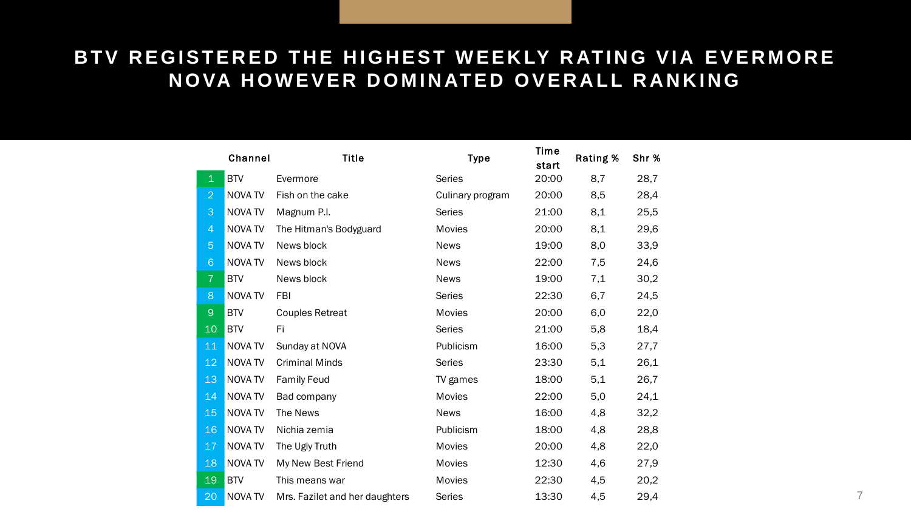# BTV REGISTERED THE HIGHEST WEEKLY RATING VIA EVERMORE NOVA HOWEVER DOMINATED OVERALL RANKING

| | Channel | Title | Type | Time start | Rating % | Shr % |
|---|---|---|---|---|---|---|
| 1 | BTV | Evermore | Series | 20:00 | 8,7 | 28,7 |
| 2 | NOVA TV | Fish on the cake | Culinary program | 20:00 | 8,5 | 28,4 |
| 3 | NOVA TV | Magnum P.I. | Series | 21:00 | 8,1 | 25,5 |
| 4 | NOVA TV | The Hitman's Bodyguard | Movies | 20:00 | 8,1 | 29,6 |
| 5 | NOVA TV | News block | News | 19:00 | 8,0 | 33,9 |
| 6 | NOVA TV | News block | News | 22:00 | 7,5 | 24,6 |
| 7 | BTV | News block | News | 19:00 | 7,1 | 30,2 |
| 8 | NOVA TV | FBI | Series | 22:30 | 6,7 | 24,5 |
| 9 | BTV | Couples Retreat | Movies | 20:00 | 6,0 | 22,0 |
| 10 | BTV | Fi | Series | 21:00 | 5,8 | 18,4 |
| 11 | NOVA TV | Sunday at NOVA | Publicism | 16:00 | 5,3 | 27,7 |
| 12 | NOVA TV | Criminal Minds | Series | 23:30 | 5,1 | 26,1 |
| 13 | NOVA TV | Family Feud | TV games | 18:00 | 5,1 | 26,7 |
| 14 | NOVA TV | Bad company | Movies | 22:00 | 5,0 | 24,1 |
| 15 | NOVA TV | The News | News | 16:00 | 4,8 | 32,2 |
| 16 | NOVA TV | Nichia zemia | Publicism | 18:00 | 4,8 | 28,8 |
| 17 | NOVA TV | The Ugly Truth | Movies | 20:00 | 4,8 | 22,0 |
| 18 | NOVA TV | My New Best Friend | Movies | 12:30 | 4,6 | 27,9 |
| 19 | BTV | This means war | Movies | 22:30 | 4,5 | 20,2 |
| 20 | NOVA TV | Mrs. Fazilet and her daughters | Series | 13:30 | 4,5 | 29,4 |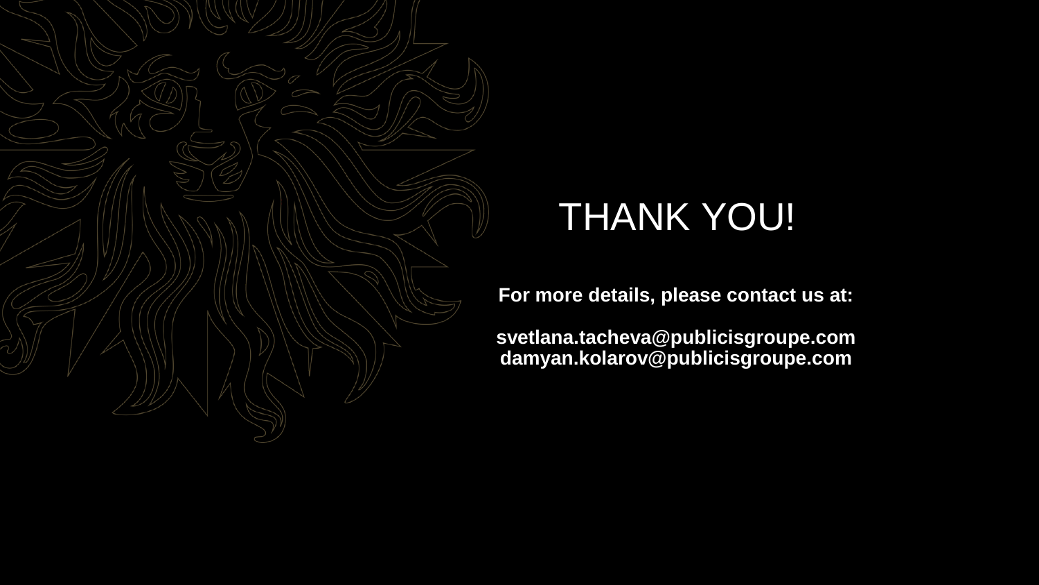# THANK YOU!

**For more details, please contact us at:**

**svetlana.tacheva@publicisgroupe.com**
**damyan.kolarov@publicisgroupe.com**